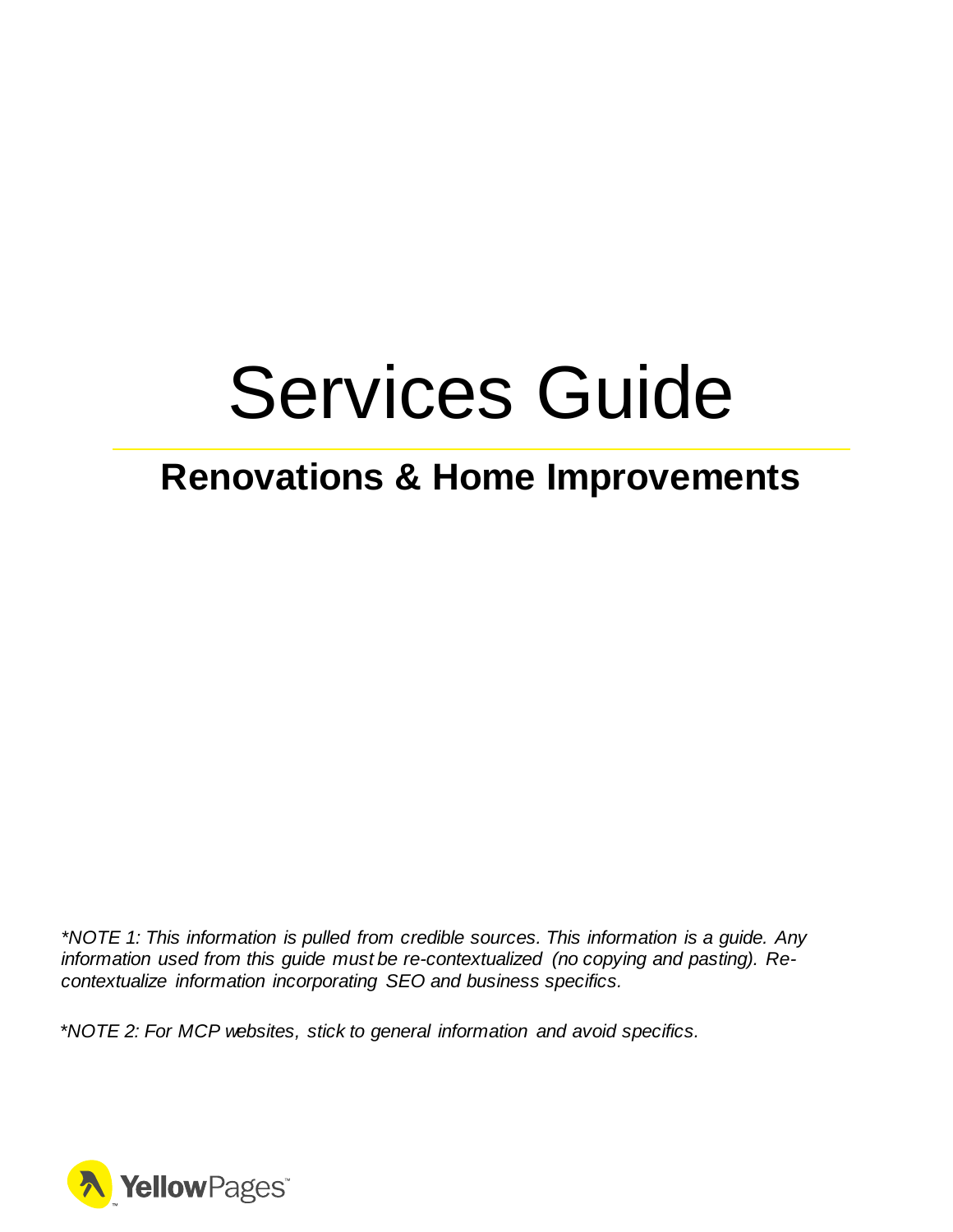# Services Guide

## Renovations & Home Improvements

*\*NOTE 1: This information is pulled from credible sources. This information is a guide. Any information used from this guide must be re-contextualized (no copying and pasting). Re-contextualize information incorporating SEO and business specifics.*

*\*NOTE 2: For MCP websites, stick to general information and avoid specifics.*

YellowPages™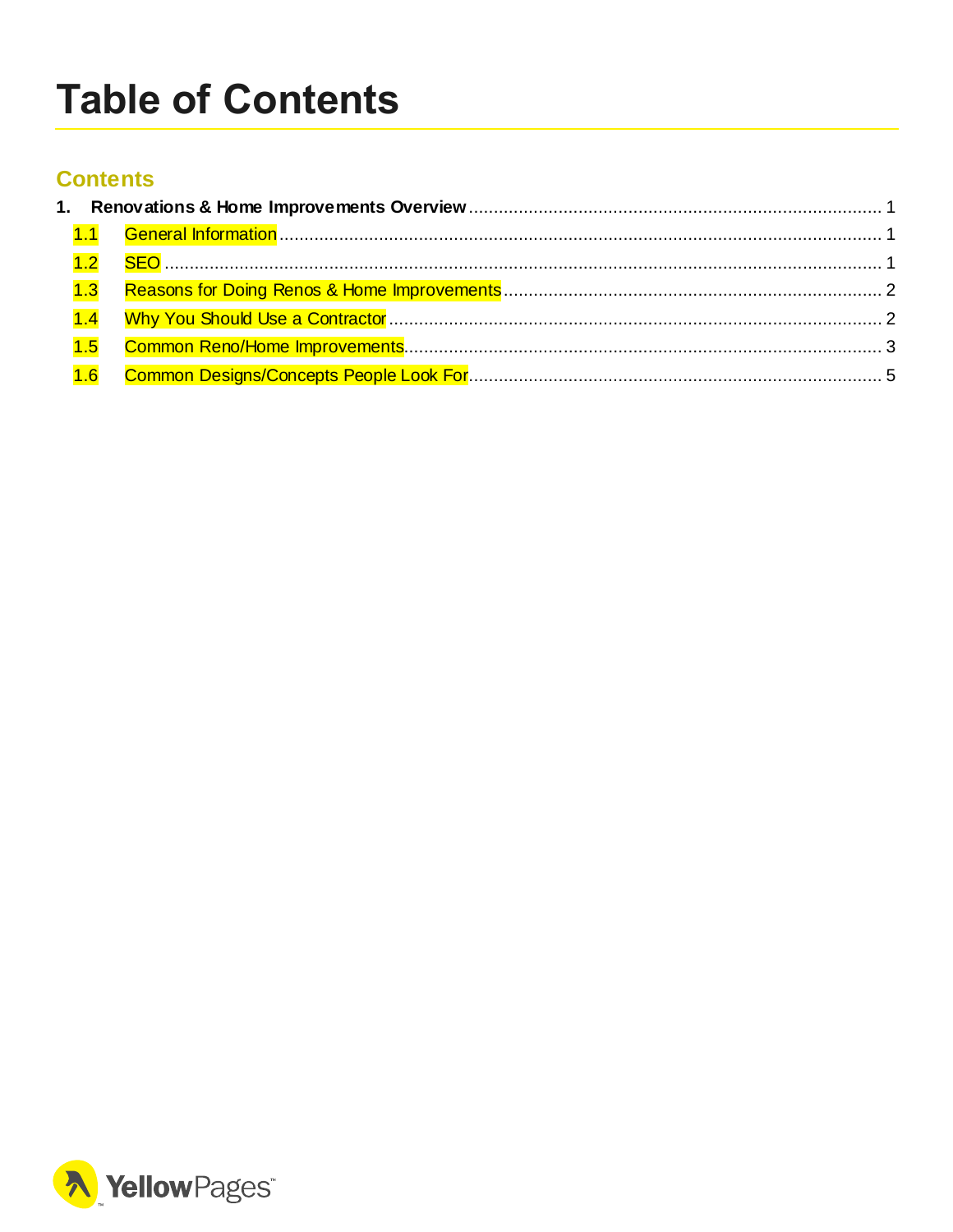# Table of Contents

## Contents

1. **Renovations & Home Improvements Overview** ........ 1
   - 1.1 General Information ........ 1
   - 1.2 SEO ........ 1
   - 1.3 Reasons for Doing Renos & Home Improvements ........ 2
   - 1.4 Why You Should Use a Contractor ........ 2
   - 1.5 Common Reno/Home Improvements ........ 3
   - 1.6 Common Designs/Concepts People Look For ........ 5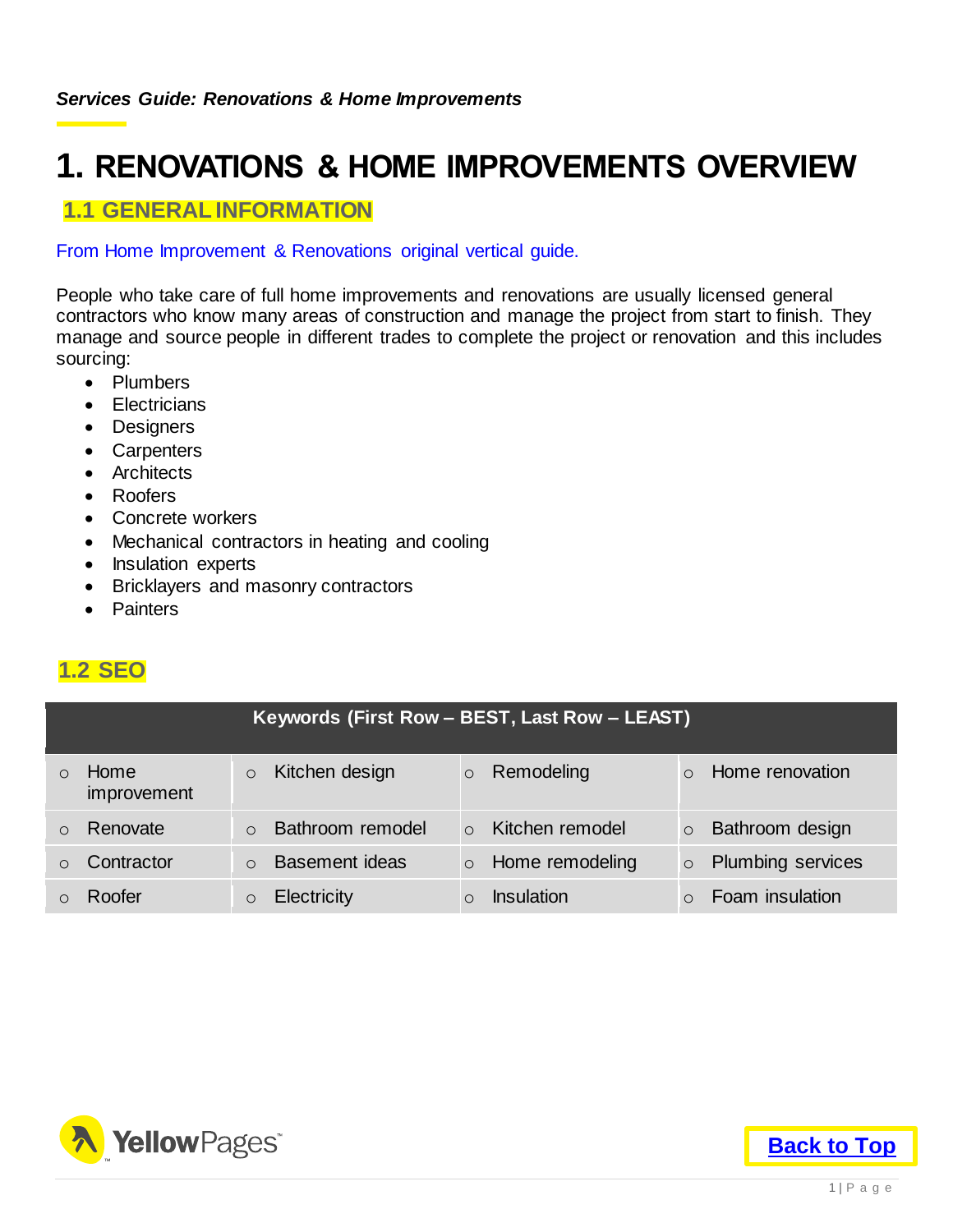*Services Guide: Renovations & Home Improvements*

# 1. RENOVATIONS & HOME IMPROVEMENTS OVERVIEW

## 1.1 GENERAL INFORMATION

From Home Improvement & Renovations original vertical guide.

People who take care of full home improvements and renovations are usually licensed general contractors who know many areas of construction and manage the project from start to finish. They manage and source people in different trades to complete the project or renovation and this includes sourcing:

- Plumbers
- Electricians
- Designers
- Carpenters
- Architects
- Roofers
- Concrete workers
- Mechanical contractors in heating and cooling
- Insulation experts
- Bricklayers and masonry contractors
- Painters

## 1.2 SEO

| Keywords (First Row – BEST, Last Row – LEAST) | | | |
|---|---|---|---|
| Home improvement | Kitchen design | Remodeling | Home renovation |
| Renovate | Bathroom remodel | Kitchen remodel | Bathroom design |
| Contractor | Basement ideas | Home remodeling | Plumbing services |
| Roofer | Electricity | Insulation | Foam insulation |

Back to Top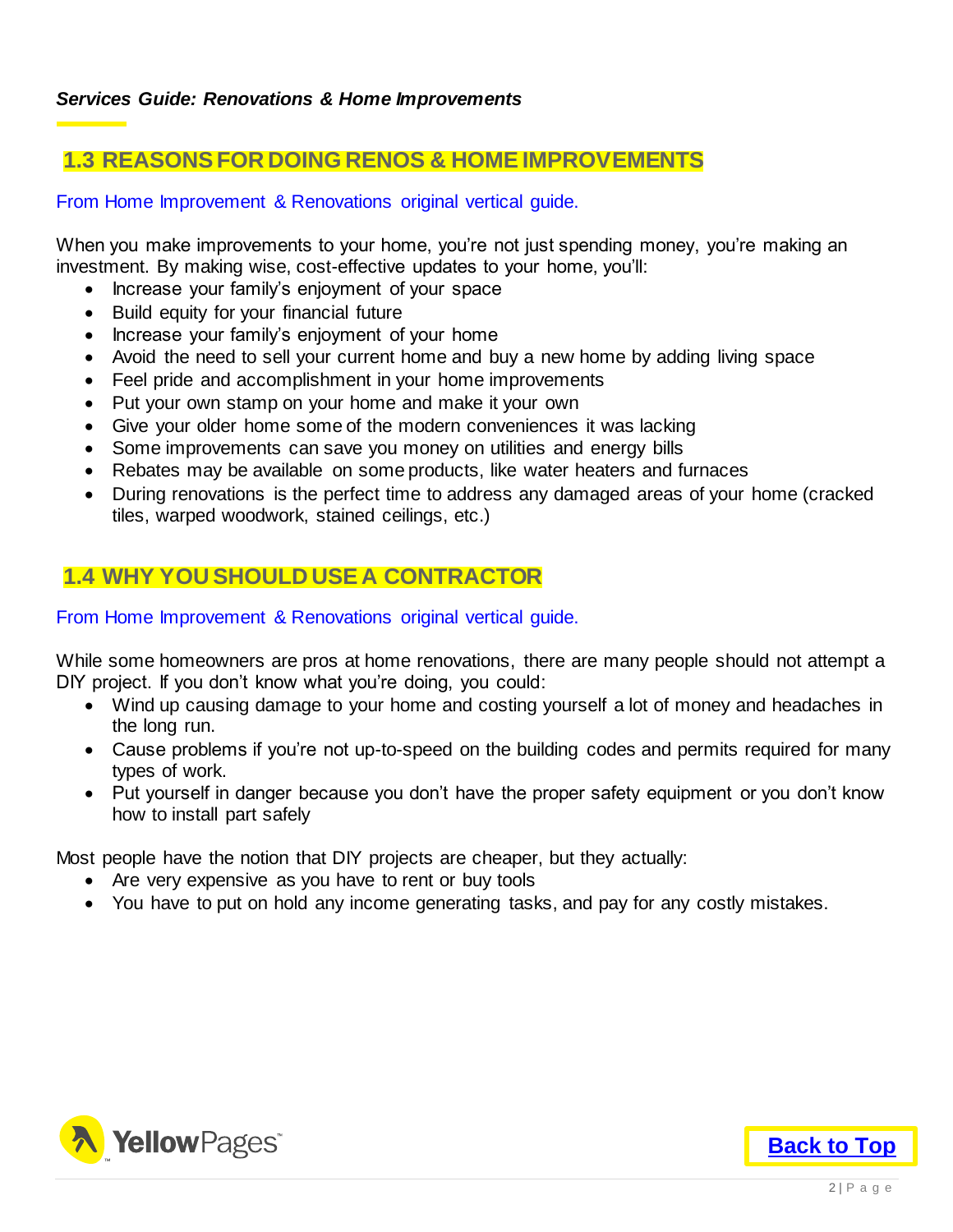## 1.3 REASONS FOR DOING RENOS & HOME IMPROVEMENTS

From Home Improvement & Renovations original vertical guide.

When you make improvements to your home, you're not just spending money, you're making an investment. By making wise, cost-effective updates to your home, you'll:

- Increase your family's enjoyment of your space
- Build equity for your financial future
- Increase your family's enjoyment of your home
- Avoid the need to sell your current home and buy a new home by adding living space
- Feel pride and accomplishment in your home improvements
- Put your own stamp on your home and make it your own
- Give your older home some of the modern conveniences it was lacking
- Some improvements can save you money on utilities and energy bills
- Rebates may be available on some products, like water heaters and furnaces
- During renovations is the perfect time to address any damaged areas of your home (cracked tiles, warped woodwork, stained ceilings, etc.)

## 1.4 WHY YOU SHOULD USE A CONTRACTOR

From Home Improvement & Renovations original vertical guide.

While some homeowners are pros at home renovations, there are many people should not attempt a DIY project. If you don't know what you're doing, you could:

- Wind up causing damage to your home and costing yourself a lot of money and headaches in the long run.
- Cause problems if you're not up-to-speed on the building codes and permits required for many types of work.
- Put yourself in danger because you don't have the proper safety equipment or you don't know how to install part safely

Most people have the notion that DIY projects are cheaper, but they actually:

- Are very expensive as you have to rent or buy tools
- You have to put on hold any income generating tasks, and pay for any costly mistakes.

Back to Top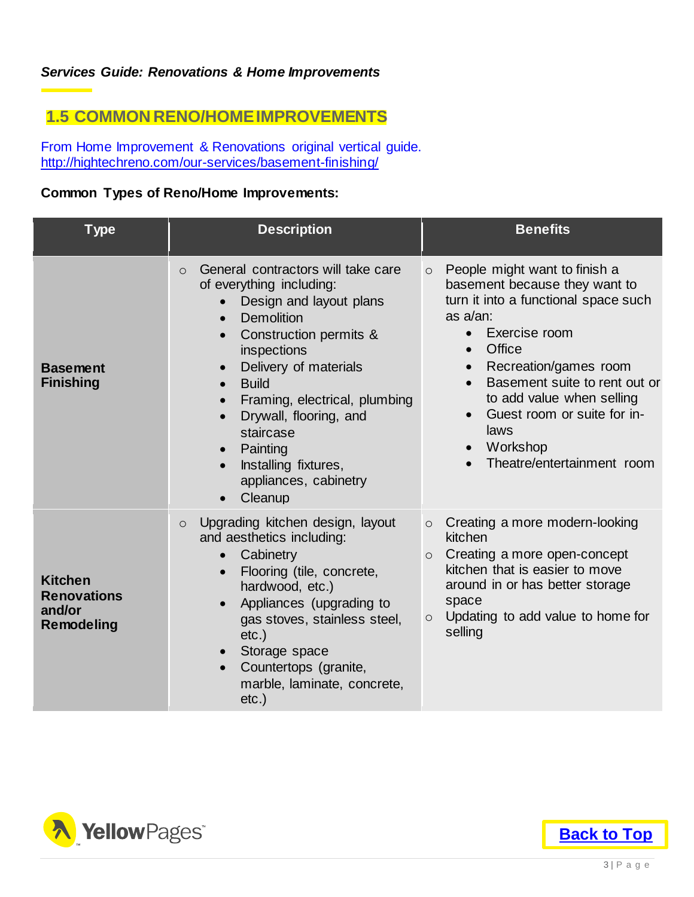*Services Guide: Renovations & Home Improvements*

## 1.5 COMMON RENO/HOME IMPROVEMENTS

From Home Improvement & Renovations original vertical guide.
http://hightechreno.com/our-services/basement-finishing/

**Common Types of Reno/Home Improvements:**

| Type | Description | Benefits |
|---|---|---|
| **Basement Finishing** | ○ General contractors will take care of everything including: <br>• Design and layout plans <br>• Demolition <br>• Construction permits & inspections <br>• Delivery of materials <br>• Build <br>• Framing, electrical, plumbing <br>• Drywall, flooring, and staircase <br>• Painting <br>• Installing fixtures, appliances, cabinetry <br>• Cleanup | ○ People might want to finish a basement because they want to turn it into a functional space such as a/an: <br>• Exercise room <br>• Office <br>• Recreation/games room <br>• Basement suite to rent out or to add value when selling <br>• Guest room or suite for in-laws <br>• Workshop <br>• Theatre/entertainment room |
| **Kitchen Renovations and/or Remodeling** | ○ Upgrading kitchen design, layout and aesthetics including: <br>• Cabinetry <br>• Flooring (tile, concrete, hardwood, etc.) <br>• Appliances (upgrading to gas stoves, stainless steel, etc.) <br>• Storage space <br>• Countertops (granite, marble, laminate, concrete, etc.) | ○ Creating a more modern-looking kitchen <br>○ Creating a more open-concept kitchen that is easier to move around in or has better storage space <br>○ Updating to add value to home for selling |

**Back to Top**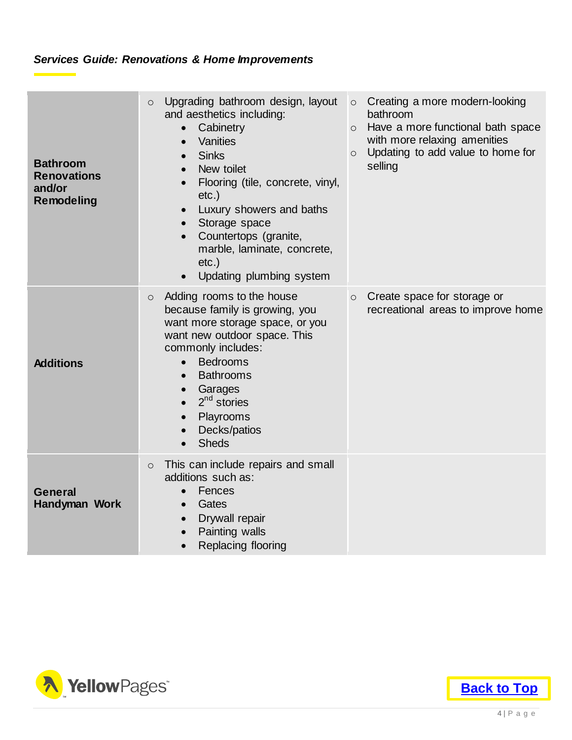*Services Guide: Renovations & Home Improvements*

| | | |
|---|---|---|
| **Bathroom Renovations and/or Remodeling** | ○ Upgrading bathroom design, layout and aesthetics including:<br>• Cabinetry<br>• Vanities<br>• Sinks<br>• New toilet<br>• Flooring (tile, concrete, vinyl, etc.)<br>• Luxury showers and baths<br>• Storage space<br>• Countertops (granite, marble, laminate, concrete, etc.)<br>• Updating plumbing system | ○ Creating a more modern-looking bathroom<br>○ Have a more functional bath space with more relaxing amenities<br>○ Updating to add value to home for selling |
| **Additions** | ○ Adding rooms to the house because family is growing, you want more storage space, or you want new outdoor space. This commonly includes:<br>• Bedrooms<br>• Bathrooms<br>• Garages<br>• 2nd stories<br>• Playrooms<br>• Decks/patios<br>• Sheds | ○ Create space for storage or recreational areas to improve home |
| **General Handyman Work** | ○ This can include repairs and small additions such as:<br>• Fences<br>• Gates<br>• Drywall repair<br>• Painting walls<br>• Replacing flooring | |

YellowPages

[Back to Top]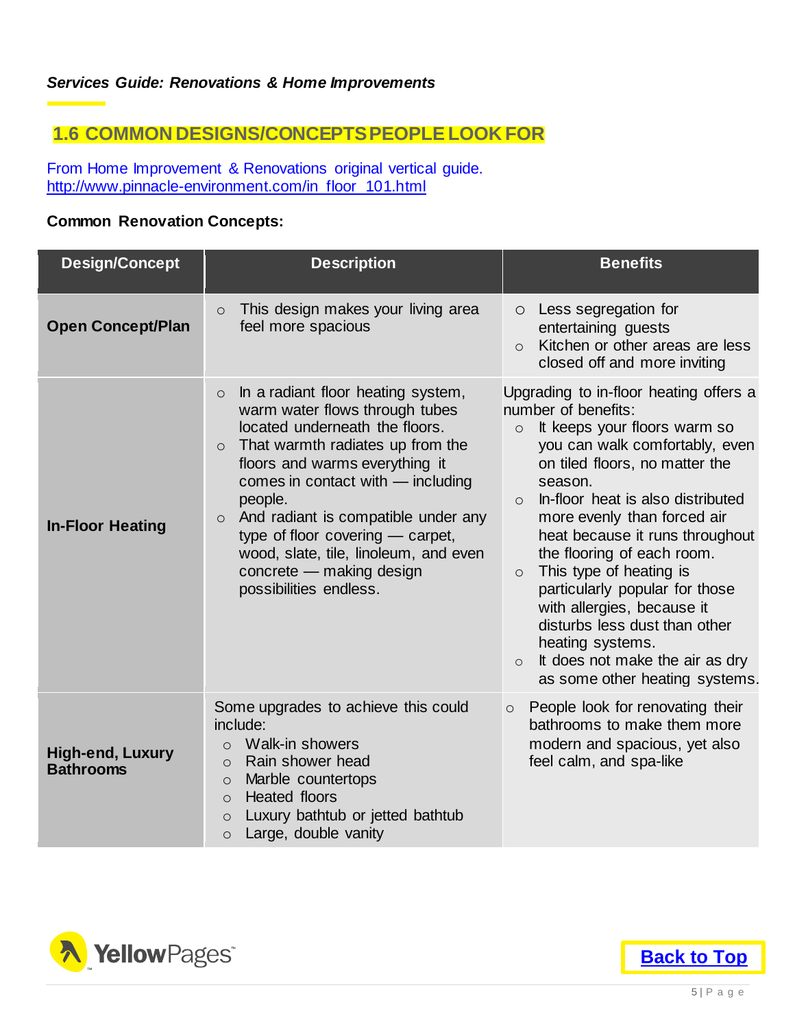## 1.6 COMMON DESIGNS/CONCEPTS PEOPLE LOOK FOR

From Home Improvement & Renovations original vertical guide.
http://www.pinnacle-environment.com/in_floor_101.html

**Common Renovation Concepts:**

| Design/Concept | Description | Benefits |
|---|---|---|
| **Open Concept/Plan** | ○ This design makes your living area feel more spacious | ○ Less segregation for entertaining guests<br>○ Kitchen or other areas are less closed off and more inviting |
| **In-Floor Heating** | ○ In a radiant floor heating system, warm water flows through tubes located underneath the floors.<br>○ That warmth radiates up from the floors and warms everything it comes in contact with — including people.<br>○ And radiant is compatible under any type of floor covering — carpet, wood, slate, tile, linoleum, and even concrete — making design possibilities endless. | Upgrading to in-floor heating offers a number of benefits:<br>○ It keeps your floors warm so you can walk comfortably, even on tiled floors, no matter the season.<br>○ In-floor heat is also distributed more evenly than forced air heat because it runs throughout the flooring of each room.<br>○ This type of heating is particularly popular for those with allergies, because it disturbs less dust than other heating systems.<br>○ It does not make the air as dry as some other heating systems. |
| **High-end, Luxury Bathrooms** | Some upgrades to achieve this could include:<br>○ Walk-in showers<br>○ Rain shower head<br>○ Marble countertops<br>○ Heated floors<br>○ Luxury bathtub or jetted bathtub<br>○ Large, double vanity | ○ People look for renovating their bathrooms to make them more modern and spacious, yet also feel calm, and spa-like |

Back to Top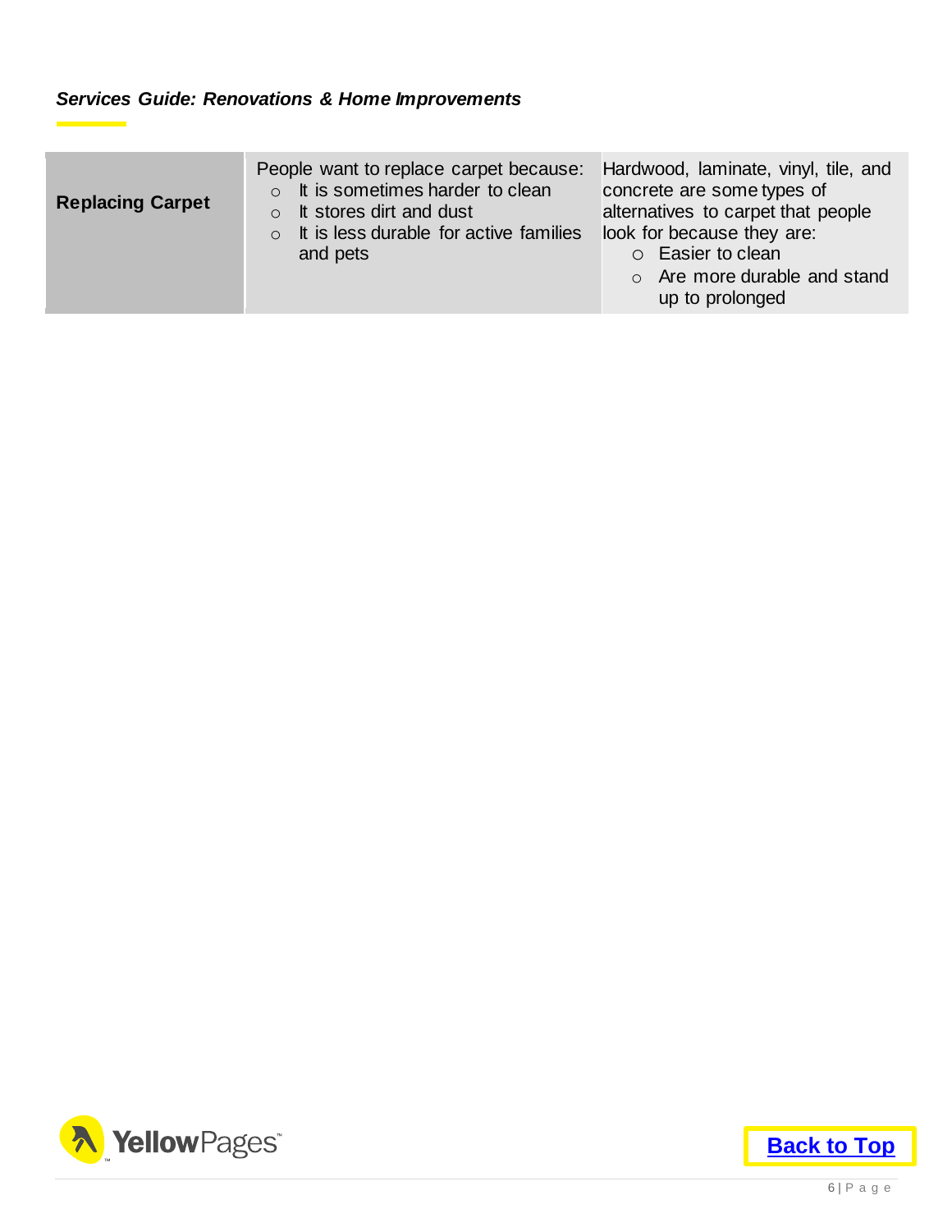| | | |
|---|---|---|
| **Replacing Carpet** | People want to replace carpet because:<br>○ It is sometimes harder to clean<br>○ It stores dirt and dust<br>○ It is less durable for active families and pets | Hardwood, laminate, vinyl, tile, and concrete are some types of alternatives to carpet that people look for because they are:<br>○ Easier to clean<br>○ Are more durable and stand up to prolonged |

Back to Top